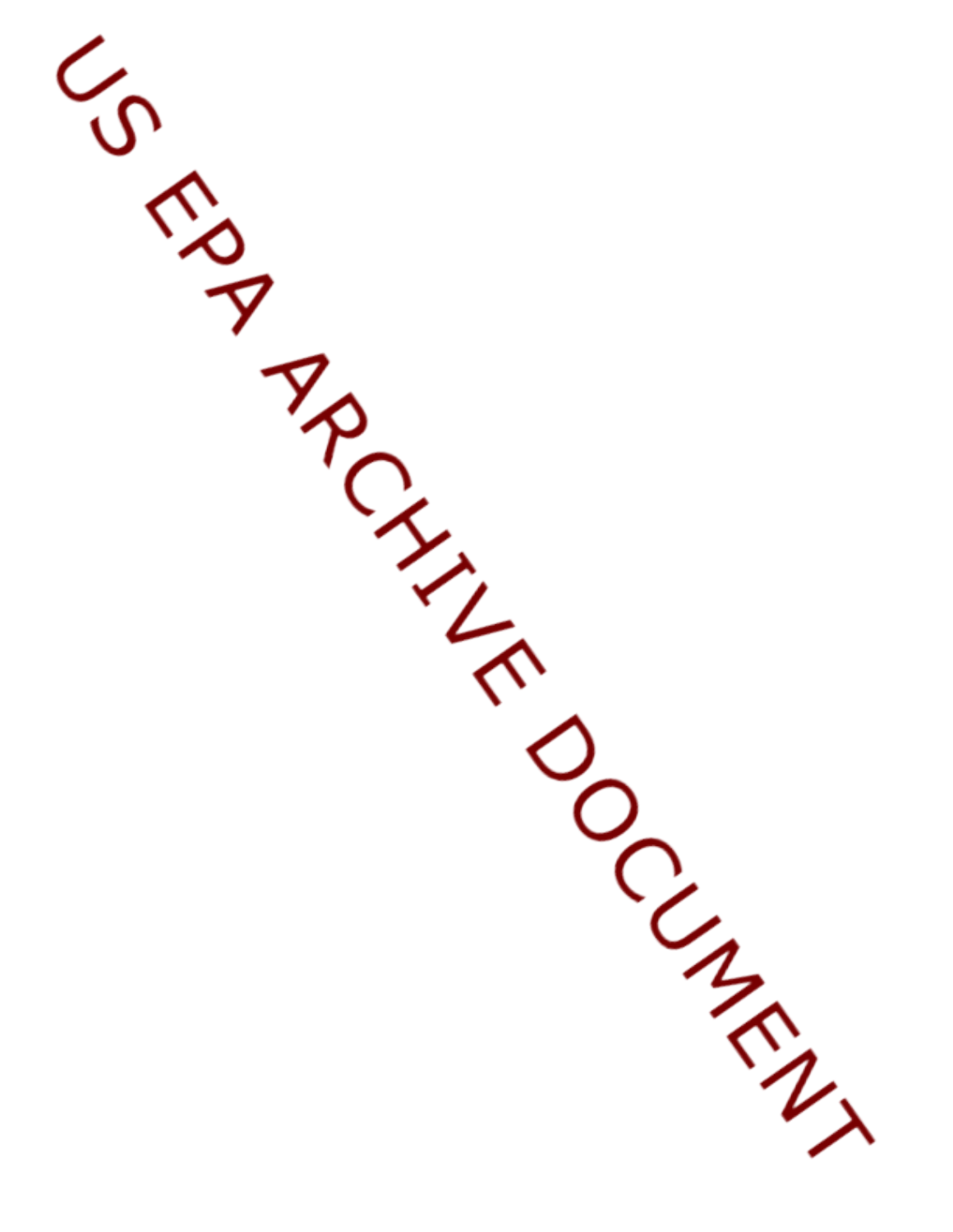US EPA ARCHIVE DOCUMENT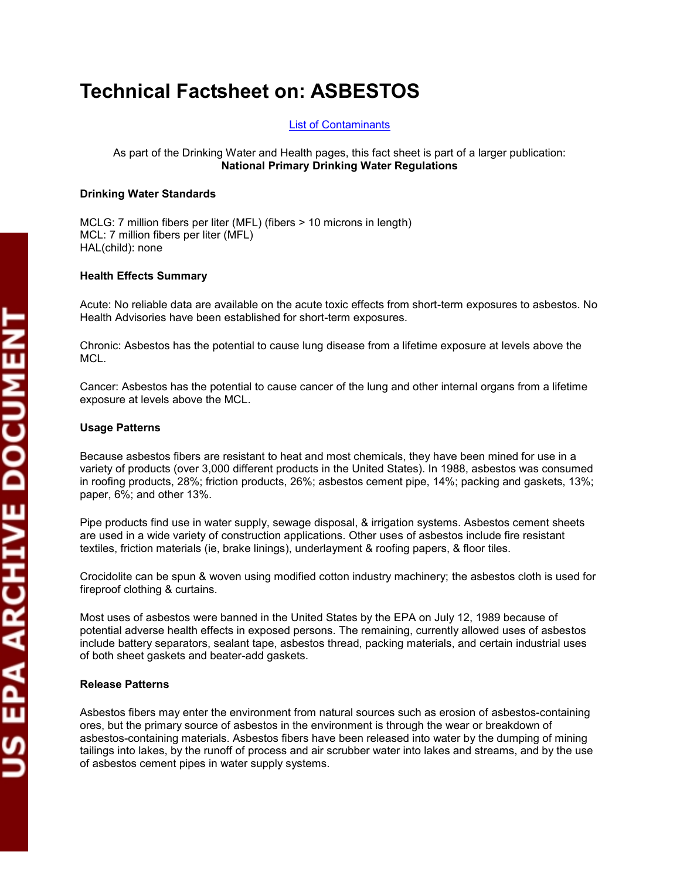# Technical Factsheet on: ASBESTOS

[List of Contaminants]

As part of the Drinking Water and Health pages, this fact sheet is part of a larger publication:
**National Primary Drinking Water Regulations**

### Drinking Water Standards

MCLG: 7 million fibers per liter (MFL) (fibers > 10 microns in length)
MCL: 7 million fibers per liter (MFL)
HAL(child): none

### Health Effects Summary

Acute: No reliable data are available on the acute toxic effects from short-term exposures to asbestos. No Health Advisories have been established for short-term exposures.

Chronic: Asbestos has the potential to cause lung disease from a lifetime exposure at levels above the MCL.

Cancer: Asbestos has the potential to cause cancer of the lung and other internal organs from a lifetime exposure at levels above the MCL.

### Usage Patterns

Because asbestos fibers are resistant to heat and most chemicals, they have been mined for use in a variety of products (over 3,000 different products in the United States). In 1988, asbestos was consumed in roofing products, 28%; friction products, 26%; asbestos cement pipe, 14%; packing and gaskets, 13%; paper, 6%; and other 13%.

Pipe products find use in water supply, sewage disposal, & irrigation systems. Asbestos cement sheets are used in a wide variety of construction applications. Other uses of asbestos include fire resistant textiles, friction materials (ie, brake linings), underlayment & roofing papers, & floor tiles.

Crocidolite can be spun & woven using modified cotton industry machinery; the asbestos cloth is used for fireproof clothing & curtains.

Most uses of asbestos were banned in the United States by the EPA on July 12, 1989 because of potential adverse health effects in exposed persons. The remaining, currently allowed uses of asbestos include battery separators, sealant tape, asbestos thread, packing materials, and certain industrial uses of both sheet gaskets and beater-add gaskets.

### Release Patterns

Asbestos fibers may enter the environment from natural sources such as erosion of asbestos-containing ores, but the primary source of asbestos in the environment is through the wear or breakdown of asbestos-containing materials. Asbestos fibers have been released into water by the dumping of mining tailings into lakes, by the runoff of process and air scrubber water into lakes and streams, and by the use of asbestos cement pipes in water supply systems.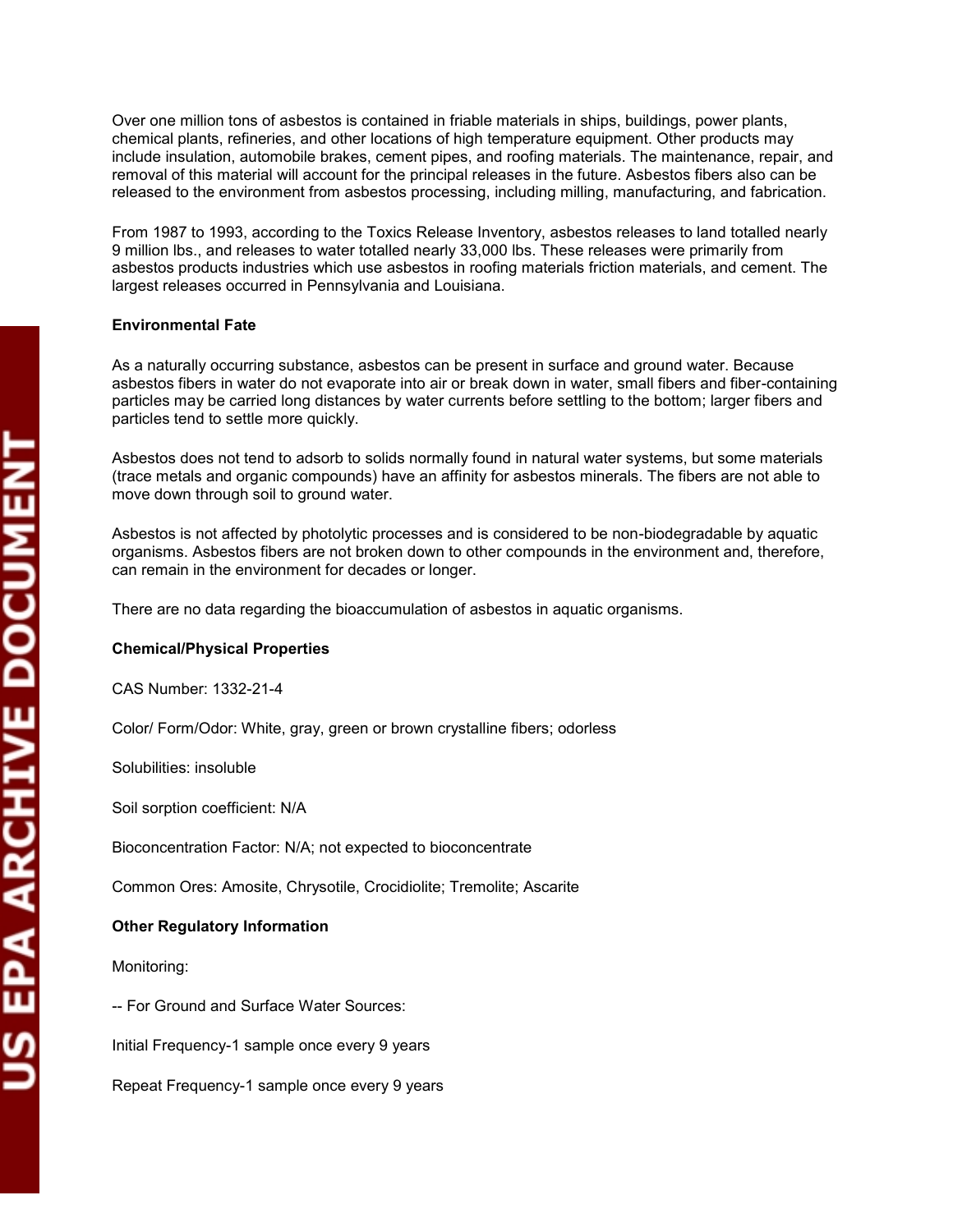Over one million tons of asbestos is contained in friable materials in ships, buildings, power plants, chemical plants, refineries, and other locations of high temperature equipment. Other products may include insulation, automobile brakes, cement pipes, and roofing materials. The maintenance, repair, and removal of this material will account for the principal releases in the future. Asbestos fibers also can be released to the environment from asbestos processing, including milling, manufacturing, and fabrication.

From 1987 to 1993, according to the Toxics Release Inventory, asbestos releases to land totalled nearly 9 million lbs., and releases to water totalled nearly 33,000 lbs. These releases were primarily from asbestos products industries which use asbestos in roofing materials friction materials, and cement. The largest releases occurred in Pennsylvania and Louisiana.

**Environmental Fate**

As a naturally occurring substance, asbestos can be present in surface and ground water. Because asbestos fibers in water do not evaporate into air or break down in water, small fibers and fiber-containing particles may be carried long distances by water currents before settling to the bottom; larger fibers and particles tend to settle more quickly.

Asbestos does not tend to adsorb to solids normally found in natural water systems, but some materials (trace metals and organic compounds) have an affinity for asbestos minerals. The fibers are not able to move down through soil to ground water.

Asbestos is not affected by photolytic processes and is considered to be non-biodegradable by aquatic organisms. Asbestos fibers are not broken down to other compounds in the environment and, therefore, can remain in the environment for decades or longer.

There are no data regarding the bioaccumulation of asbestos in aquatic organisms.

**Chemical/Physical Properties**

CAS Number: 1332-21-4

Color/ Form/Odor: White, gray, green or brown crystalline fibers; odorless

Solubilities: insoluble

Soil sorption coefficient: N/A

Bioconcentration Factor: N/A; not expected to bioconcentrate

Common Ores: Amosite, Chrysotile, Crocidiolite; Tremolite; Ascarite

**Other Regulatory Information**

Monitoring:

-- For Ground and Surface Water Sources:

Initial Frequency-1 sample once every 9 years

Repeat Frequency-1 sample once every 9 years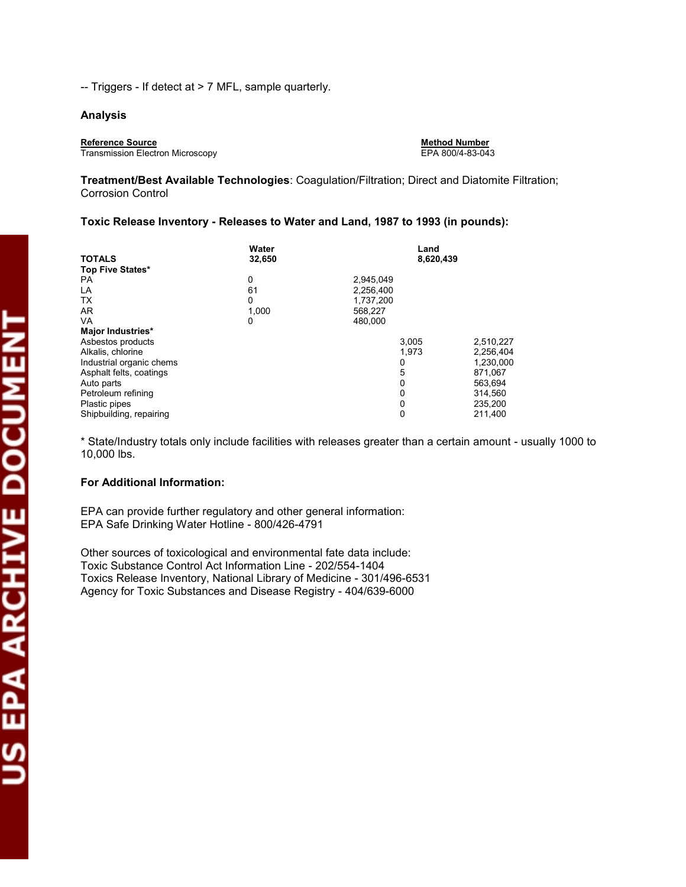-- Triggers - If detect at > 7 MFL, sample quarterly.

### Analysis

| Reference Source | Method Number |
|---|---|
| Transmission Electron Microscopy | EPA 800/4-83-043 |

**Treatment/Best Available Technologies**: Coagulation/Filtration; Direct and Diatomite Filtration; Corrosion Control

### Toxic Release Inventory - Releases to Water and Land, 1987 to 1993 (in pounds):

| | Water | Land |
|---|---|---|
| **TOTALS** | **32,650** | **8,620,439** |
| **Top Five States*** | | |
| PA | 0 | 2,945,049 |
| LA | 61 | 2,256,400 |
| TX | 0 | 1,737,200 |
| AR | 1,000 | 568,227 |
| VA | 0 | 480,000 |
| **Major Industries*** | | |
| Asbestos products | 3,005 | 2,510,227 |
| Alkalis, chlorine | 1,973 | 2,256,404 |
| Industrial organic chems | 0 | 1,230,000 |
| Asphalt felts, coatings | 5 | 871,067 |
| Auto parts | 0 | 563,694 |
| Petroleum refining | 0 | 314,560 |
| Plastic pipes | 0 | 235,200 |
| Shipbuilding, repairing | 0 | 211,400 |

* State/Industry totals only include facilities with releases greater than a certain amount - usually 1000 to 10,000 lbs.

### For Additional Information:

EPA can provide further regulatory and other general information:
EPA Safe Drinking Water Hotline - 800/426-4791

Other sources of toxicological and environmental fate data include:
Toxic Substance Control Act Information Line - 202/554-1404
Toxics Release Inventory, National Library of Medicine - 301/496-6531
Agency for Toxic Substances and Disease Registry - 404/639-6000